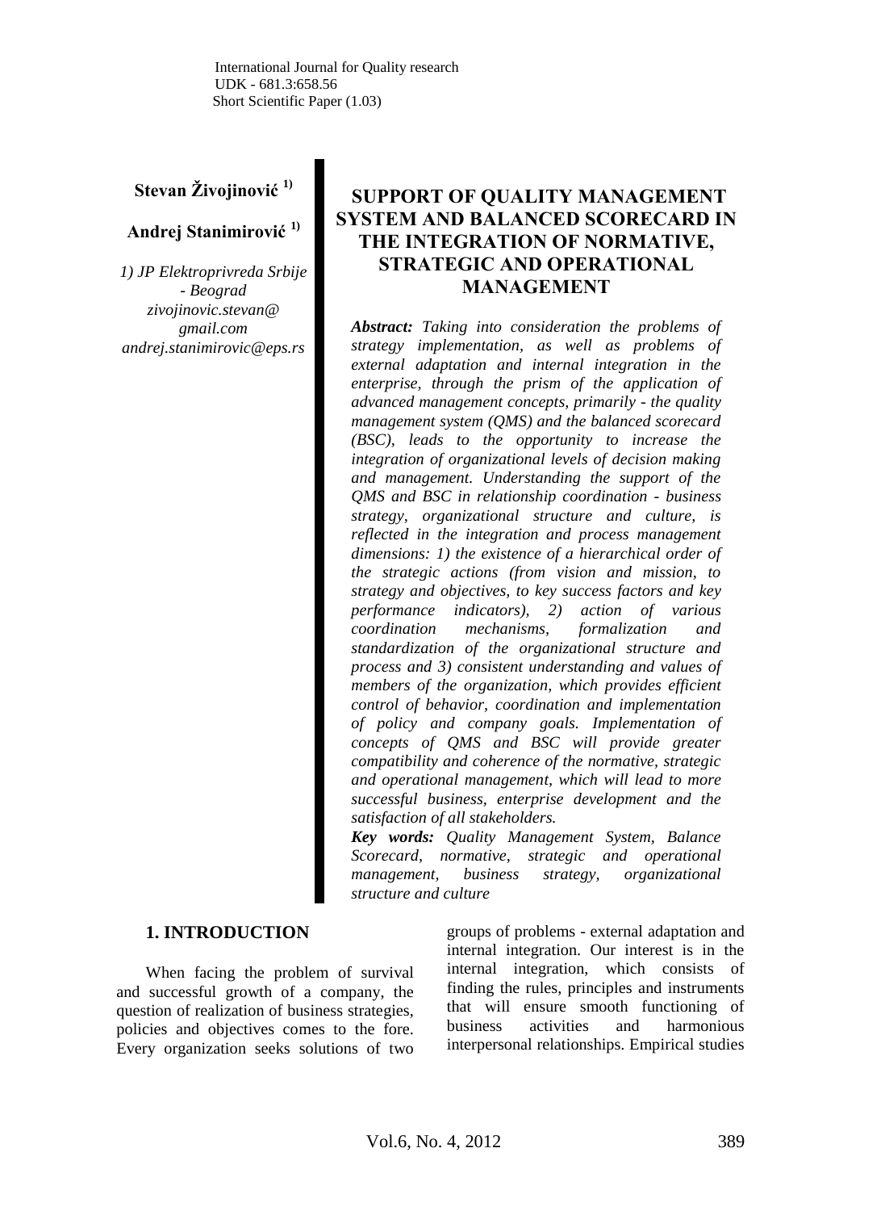International Journal for Quality research
UDK - 681.3:658.56
Short Scientific Paper (1.03)

**Stevan Živojinović** [1)]

**Andrej Stanimirović** [1)]

*1) JP Elektroprivreda Srbije - Beograd*
*zivojinovic.stevan@gmail.com*
*andrej.stanimirovic@eps.rs*

# SUPPORT OF QUALITY MANAGEMENT SYSTEM AND BALANCED SCORECARD IN THE INTEGRATION OF NORMATIVE, STRATEGIC AND OPERATIONAL MANAGEMENT

***Abstract:*** *Taking into consideration the problems of strategy implementation, as well as problems of external adaptation and internal integration in the enterprise, through the prism of the application of advanced management concepts, primarily - the quality management system (QMS) and the balanced scorecard (BSC), leads to the opportunity to increase the integration of organizational levels of decision making and management. Understanding the support of the QMS and BSC in relationship coordination - business strategy, organizational structure and culture, is reflected in the integration and process management dimensions: 1) the existence of a hierarchical order of the strategic actions (from vision and mission, to strategy and objectives, to key success factors and key performance indicators), 2) action of various coordination mechanisms, formalization and standardization of the organizational structure and process and 3) consistent understanding and values of members of the organization, which provides efficient control of behavior, coordination and implementation of policy and company goals. Implementation of concepts of QMS and BSC will provide greater compatibility and coherence of the normative, strategic and operational management, which will lead to more successful business, enterprise development and the satisfaction of all stakeholders.*

***Key words:*** *Quality Management System, Balance Scorecard, normative, strategic and operational management, business strategy, organizational structure and culture*

## 1. INTRODUCTION

When facing the problem of survival and successful growth of a company, the question of realization of business strategies, policies and objectives comes to the fore. Every organization seeks solutions of two groups of problems - external adaptation and internal integration. Our interest is in the internal integration, which consists of finding the rules, principles and instruments that will ensure smooth functioning of business activities and harmonious interpersonal relationships. Empirical studies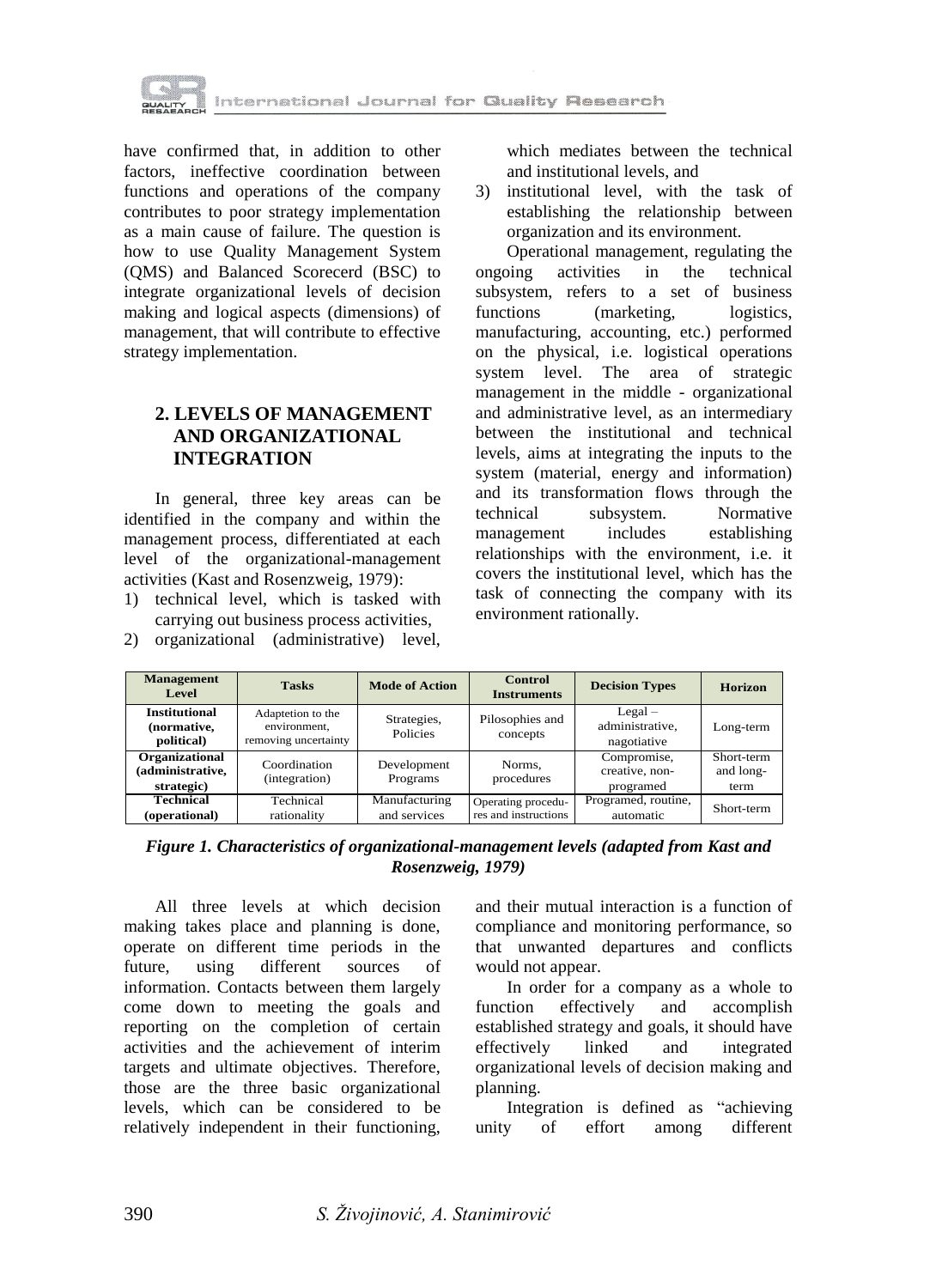have confirmed that, in addition to other factors, ineffective coordination between functions and operations of the company contributes to poor strategy implementation as a main cause of failure. The question is how to use Quality Management System (QMS) and Balanced Scorecerd (BSC) to integrate organizational levels of decision making and logical aspects (dimensions) of management, that will contribute to effective strategy implementation.

## 2. LEVELS OF MANAGEMENT AND ORGANIZATIONAL INTEGRATION

In general, three key areas can be identified in the company and within the management process, differentiated at each level of the organizational-management activities (Kast and Rosenzweig, 1979):

1) technical level, which is tasked with carrying out business process activities,
2) organizational (administrative) level, which mediates between the technical and institutional levels, and
3) institutional level, with the task of establishing the relationship between organization and its environment.

Operational management, regulating the ongoing activities in the technical subsystem, refers to a set of business functions (marketing, logistics, manufacturing, accounting, etc.) performed on the physical, i.e. logistical operations system level. The area of strategic management in the middle - organizational and administrative level, as an intermediary between the institutional and technical levels, aims at integrating the inputs to the system (material, energy and information) and its transformation flows through the technical subsystem. Normative management includes establishing relationships with the environment, i.e. it covers the institutional level, which has the task of connecting the company with its environment rationally.

| Management Level | Tasks | Mode of Action | Control Instruments | Decision Types | Horizon |
|---|---|---|---|---|---|
| **Institutional (normative, political)** | Adaptetion to the environment, removing uncertainty | Strategies, Policies | Pilosophies and concepts | Legal – administrative, nagotiative | Long-term |
| **Organizational (administrative, strategic)** | Coordination (integration) | Development Programs | Norms, procedures | Compromise, creative, non-programed | Short-term and long-term |
| **Technical (operational)** | Technical rationality | Manufacturing and services | Operating procedu-res and instructions | Programed, routine, automatic | Short-term |

***Figure 1. Characteristics of organizational-management levels (adapted from Kast and Rosenzweig, 1979)***

All three levels at which decision making takes place and planning is done, operate on different time periods in the future, using different sources of information. Contacts between them largely come down to meeting the goals and reporting on the completion of certain activities and the achievement of interim targets and ultimate objectives. Therefore, those are the three basic organizational levels, which can be considered to be relatively independent in their functioning, and their mutual interaction is a function of compliance and monitoring performance, so that unwanted departures and conflicts would not appear.

In order for a company as a whole to function effectively and accomplish established strategy and goals, it should have effectively linked and integrated organizational levels of decision making and planning.

Integration is defined as "achieving unity of effort among different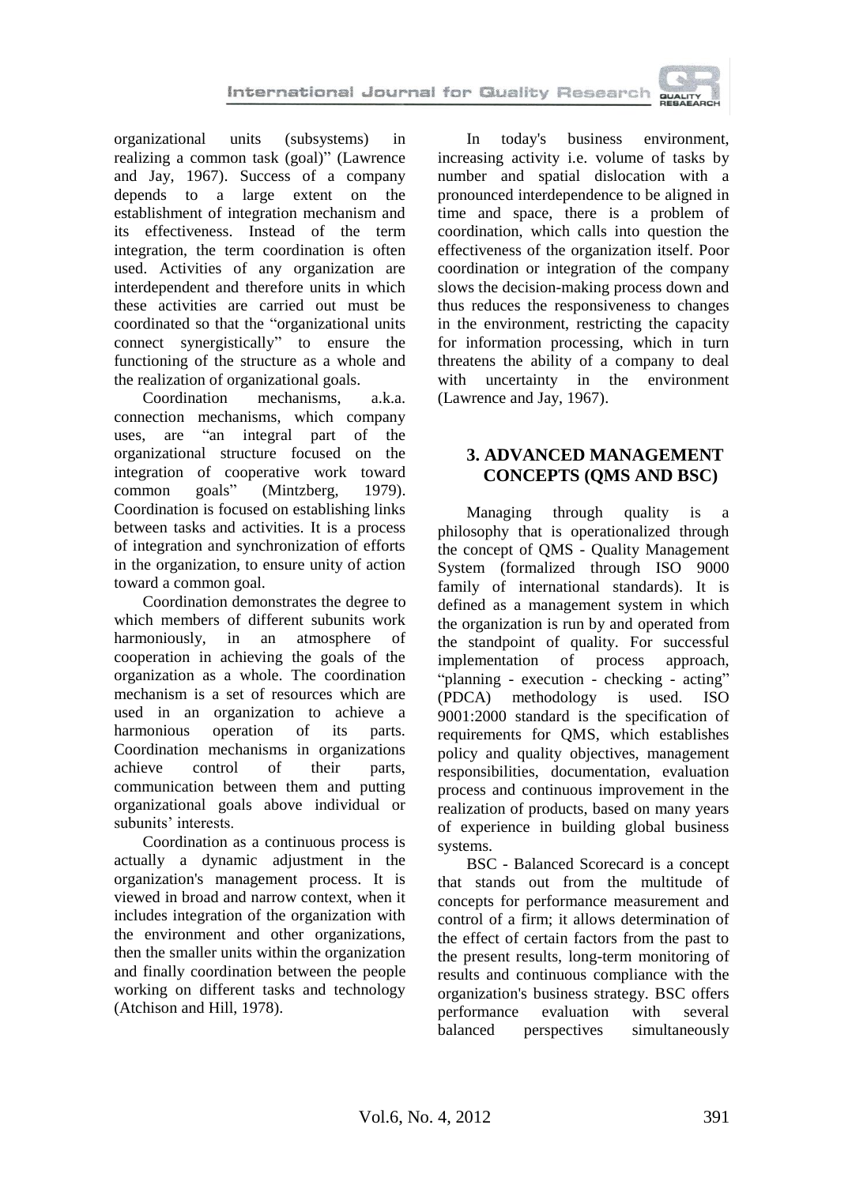organizational units (subsystems) in realizing a common task (goal)" (Lawrence and Jay, 1967). Success of a company depends to a large extent on the establishment of integration mechanism and its effectiveness. Instead of the term integration, the term coordination is often used. Activities of any organization are interdependent and therefore units in which these activities are carried out must be coordinated so that the "organizational units connect synergistically" to ensure the functioning of the structure as a whole and the realization of organizational goals.

Coordination mechanisms, a.k.a. connection mechanisms, which company uses, are "an integral part of the organizational structure focused on the integration of cooperative work toward common goals" (Mintzberg, 1979). Coordination is focused on establishing links between tasks and activities. It is a process of integration and synchronization of efforts in the organization, to ensure unity of action toward a common goal.

Coordination demonstrates the degree to which members of different subunits work harmoniously, in an atmosphere of cooperation in achieving the goals of the organization as a whole. The coordination mechanism is a set of resources which are used in an organization to achieve a harmonious operation of its parts. Coordination mechanisms in organizations achieve control of their parts, communication between them and putting organizational goals above individual or subunits' interests.

Coordination as a continuous process is actually a dynamic adjustment in the organization's management process. It is viewed in broad and narrow context, when it includes integration of the organization with the environment and other organizations, then the smaller units within the organization and finally coordination between the people working on different tasks and technology (Atchison and Hill, 1978).

In today's business environment, increasing activity i.e. volume of tasks by number and spatial dislocation with a pronounced interdependence to be aligned in time and space, there is a problem of coordination, which calls into question the effectiveness of the organization itself. Poor coordination or integration of the company slows the decision-making process down and thus reduces the responsiveness to changes in the environment, restricting the capacity for information processing, which in turn threatens the ability of a company to deal with uncertainty in the environment (Lawrence and Jay, 1967).

## 3. ADVANCED MANAGEMENT CONCEPTS (QMS AND BSC)

Managing through quality is a philosophy that is operationalized through the concept of QMS - Quality Management System (formalized through ISO 9000 family of international standards). It is defined as a management system in which the organization is run by and operated from the standpoint of quality. For successful implementation of process approach, "planning - execution - checking - acting" (PDCA) methodology is used. ISO 9001:2000 standard is the specification of requirements for QMS, which establishes policy and quality objectives, management responsibilities, documentation, evaluation process and continuous improvement in the realization of products, based on many years of experience in building global business systems.

BSC - Balanced Scorecard is a concept that stands out from the multitude of concepts for performance measurement and control of a firm; it allows determination of the effect of certain factors from the past to the present results, long-term monitoring of results and continuous compliance with the organization's business strategy. BSC offers performance evaluation with several balanced perspectives simultaneously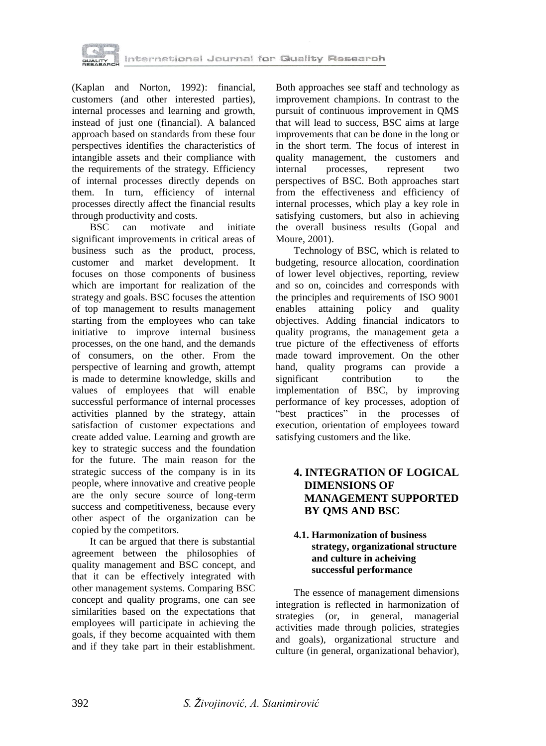(Kaplan and Norton, 1992): financial, customers (and other interested parties), internal processes and learning and growth, instead of just one (financial). A balanced approach based on standards from these four perspectives identifies the characteristics of intangible assets and their compliance with the requirements of the strategy. Efficiency of internal processes directly depends on them. In turn, efficiency of internal processes directly affect the financial results through productivity and costs.

BSC can motivate and initiate significant improvements in critical areas of business such as the product, process, customer and market development. It focuses on those components of business which are important for realization of the strategy and goals. BSC focuses the attention of top management to results management starting from the employees who can take initiative to improve internal business processes, on the one hand, and the demands of consumers, on the other. From the perspective of learning and growth, attempt is made to determine knowledge, skills and values of employees that will enable successful performance of internal processes activities planned by the strategy, attain satisfaction of customer expectations and create added value. Learning and growth are key to strategic success and the foundation for the future. The main reason for the strategic success of the company is in its people, where innovative and creative people are the only secure source of long-term success and competitiveness, because every other aspect of the organization can be copied by the competitors.

It can be argued that there is substantial agreement between the philosophies of quality management and BSC concept, and that it can be effectively integrated with other management systems. Comparing BSC concept and quality programs, one can see similarities based on the expectations that employees will participate in achieving the goals, if they become acquainted with them and if they take part in their establishment. Both approaches see staff and technology as improvement champions. In contrast to the pursuit of continuous improvement in QMS that will lead to success, BSC aims at large improvements that can be done in the long or in the short term. The focus of interest in quality management, the customers and internal processes, represent two perspectives of BSC. Both approaches start from the effectiveness and efficiency of internal processes, which play a key role in satisfying customers, but also in achieving the overall business results (Gopal and Moure, 2001).

Technology of BSC, which is related to budgeting, resource allocation, coordination of lower level objectives, reporting, review and so on, coincides and corresponds with the principles and requirements of ISO 9001 enables attaining policy and quality objectives. Adding financial indicators to quality programs, the management geta a true picture of the effectiveness of efforts made toward improvement. On the other hand, quality programs can provide a significant contribution to the implementation of BSC, by improving performance of key processes, adoption of "best practices" in the processes of execution, orientation of employees toward satisfying customers and the like.

## 4. INTEGRATION OF LOGICAL DIMENSIONS OF MANAGEMENT SUPPORTED BY QMS AND BSC

### 4.1. Harmonization of business strategy, organizational structure and culture in acheiving successful performance

The essence of management dimensions integration is reflected in harmonization of strategies (or, in general, managerial activities made through policies, strategies and goals), organizational structure and culture (in general, organizational behavior),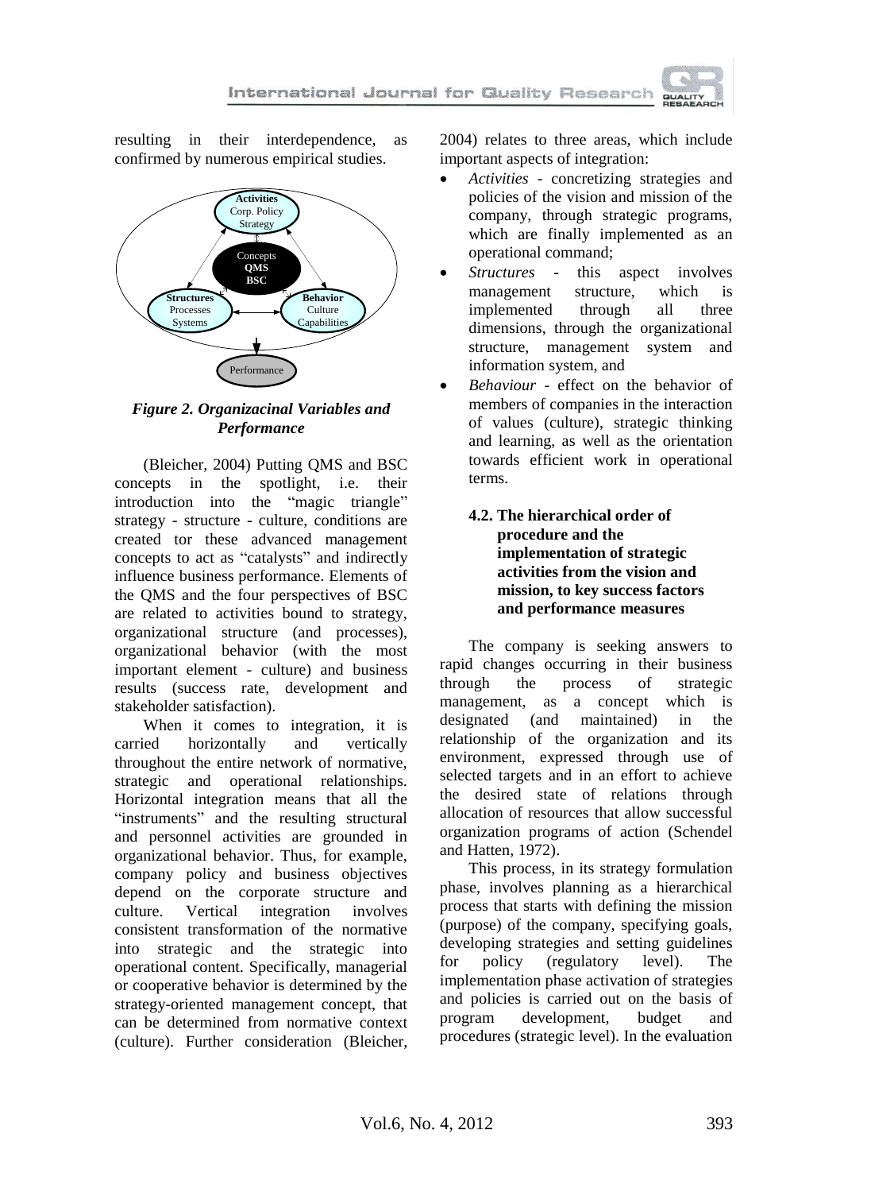resulting in their interdependence, as confirmed by numerous empirical studies.

*Figure 2. Organizacinal Variables and Performance*

(Bleicher, 2004) Putting QMS and BSC concepts in the spotlight, i.e. their introduction into the "magic triangle" strategy - structure - culture, conditions are created tor these advanced management concepts to act as "catalysts" and indirectly influence business performance. Elements of the QMS and the four perspectives of BSC are related to activities bound to strategy, organizational structure (and processes), organizational behavior (with the most important element - culture) and business results (success rate, development and stakeholder satisfaction).

When it comes to integration, it is carried horizontally and vertically throughout the entire network of normative, strategic and operational relationships. Horizontal integration means that all the "instruments" and the resulting structural and personnel activities are grounded in organizational behavior. Thus, for example, company policy and business objectives depend on the corporate structure and culture. Vertical integration involves consistent transformation of the normative into strategic and the strategic into operational content. Specifically, managerial or cooperative behavior is determined by the strategy-oriented management concept, that can be determined from normative context (culture). Further consideration (Bleicher, 2004) relates to three areas, which include important aspects of integration:

- *Activities* - concretizing strategies and policies of the vision and mission of the company, through strategic programs, which are finally implemented as an operational command;
- *Structures* - this aspect involves management structure, which is implemented through all three dimensions, through the organizational structure, management system and information system, and
- *Behaviour* - effect on the behavior of members of companies in the interaction of values (culture), strategic thinking and learning, as well as the orientation towards efficient work in operational terms.

### 4.2. The hierarchical order of procedure and the implementation of strategic activities from the vision and mission, to key success factors and performance measures

The company is seeking answers to rapid changes occurring in their business through the process of strategic management, as a concept which is designated (and maintained) in the relationship of the organization and its environment, expressed through use of selected targets and in an effort to achieve the desired state of relations through allocation of resources that allow successful organization programs of action (Schendel and Hatten, 1972).

This process, in its strategy formulation phase, involves planning as a hierarchical process that starts with defining the mission (purpose) of the company, specifying goals, developing strategies and setting guidelines for policy (regulatory level). The implementation phase activation of strategies and policies is carried out on the basis of program development, budget and procedures (strategic level). In the evaluation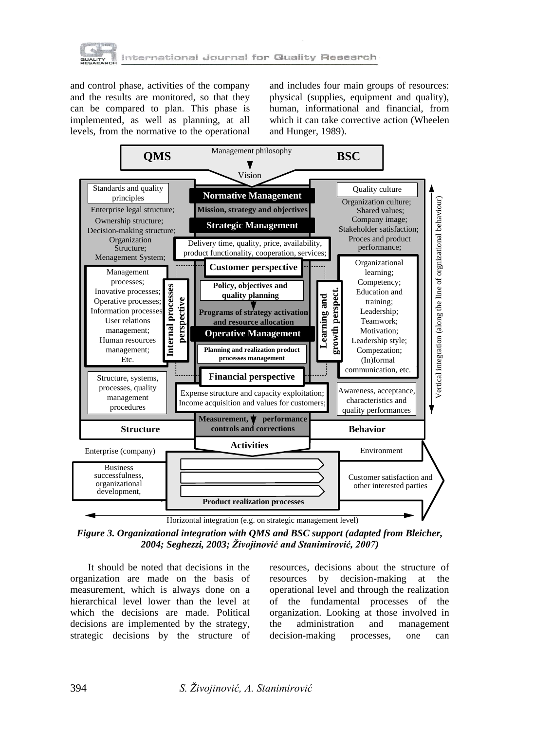and control phase, activities of the company and the results are monitored, so that they can be compared to plan. This phase is implemented, as well as planning, at all levels, from the normative to the operational and includes four main groups of resources: physical (supplies, equipment and quality), human, informational and financial, from which it can take corrective action (Wheelen and Hunger, 1989).

***Figure 3. Organizational integration with QMS and BSC support (adapted from Bleicher, 2004; Seghezzi, 2003; Živojinović and Stanimirović, 2007)***

It should be noted that decisions in the organization are made on the basis of measurement, which is always done on a hierarchical level lower than the level at which the decisions are made. Political decisions are implemented by the strategy, strategic decisions by the structure of resources, decisions about the structure of resources by decision-making at the operational level and through the realization of the fundamental processes of the organization. Looking at those involved in the administration and management decision-making processes, one can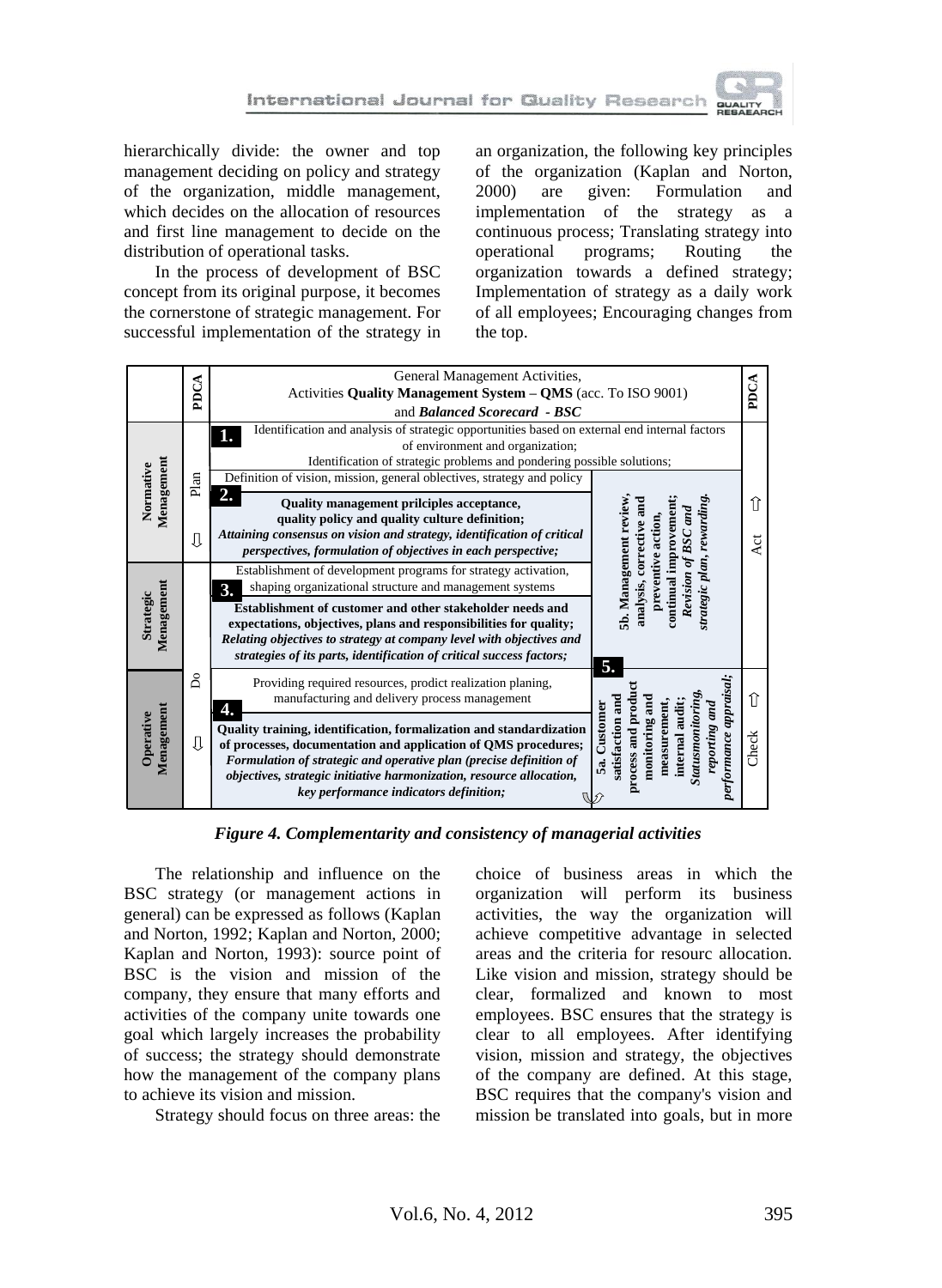hierarchically divide: the owner and top management deciding on policy and strategy of the organization, middle management, which decides on the allocation of resources and first line management to decide on the distribution of operational tasks.

In the process of development of BSC concept from its original purpose, it becomes the cornerstone of strategic management. For successful implementation of the strategy in an organization, the following key principles of the organization (Kaplan and Norton, 2000) are given: Formulation and implementation of the strategy as a continuous process; Translating strategy into operational programs; Routing the organization towards a defined strategy; Implementation of strategy as a daily work of all employees; Encouraging changes from the top.

| | PDCA | General Management Activities, Activities **Quality Management System – QMS** (acc. To ISO 9001) and ***Balanced Scorecard - BSC*** | | PDCA |
|---|---|---|---|---|
| Normative Menagement | Plan ⇩ | **1.** Identification and analysis of strategic opportunities based on external end internal factors of environment and organization; Identification of strategic problems and pondering possible solutions; | | Act ⇧ |
| | | Definition of vision, mission, general oblectives, strategy and policy **2.** **Quality management prilciples acceptance, quality policy and quality culture definition;** ***Attaining consensus on vision and strategy, identification of critical perspectives, formulation of objectives in each perspective;*** | **5b. Management review, analysis, corrective and preventive action, continual improvement;** ***Revision of BSC and strategic plan, rewarding.*** | |
| Strategic Menagement | | Establishment of development programs for strategy activation, shaping organizational structure and management systems **3.** **Establishment of customer and other stakeholder needs and expectations, objectives, plans and responsibilities for quality;** ***Relating objectives to strategy at company level with objectives and strategies of its parts, identification of critical success factors;*** | **5.** | |
| Operative Menagement | Do ⇩ | Providing required resources, prodict realization planing, manufacturing and delivery process management **4.** **Quality training, identification, formalization and standardization of processes, documentation and application of QMS procedures;** ***Formulation of strategic and operative plan (precise definition of objectives, strategic initiative harmonization, resource allocation, key performance indicators definition;*** | **5a. Customer satisfaction and process and product monitoring and measurement, internal audit;** ***Statusmonitoring, reporting and performance appraisal;*** | Check ⇧ |

*Figure 4. Complementarity and consistency of managerial activities*

The relationship and influence on the BSC strategy (or management actions in general) can be expressed as follows (Kaplan and Norton, 1992; Kaplan and Norton, 2000; Kaplan and Norton, 1993): source point of BSC is the vision and mission of the company, they ensure that many efforts and activities of the company unite towards one goal which largely increases the probability of success; the strategy should demonstrate how the management of the company plans to achieve its vision and mission.

Strategy should focus on three areas: the choice of business areas in which the organization will perform its business activities, the way the organization will achieve competitive advantage in selected areas and the criteria for resourc allocation. Like vision and mission, strategy should be clear, formalized and known to most employees. BSC ensures that the strategy is clear to all employees. After identifying vision, mission and strategy, the objectives of the company are defined. At this stage, BSC requires that the company's vision and mission be translated into goals, but in more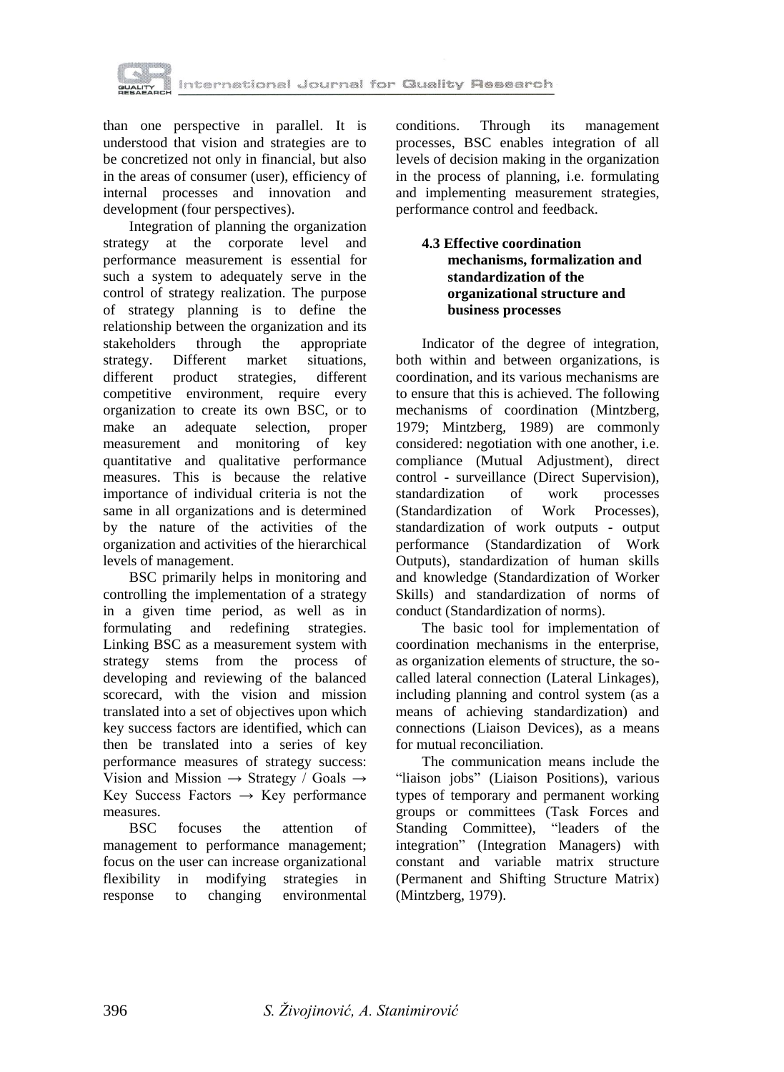than one perspective in parallel. It is understood that vision and strategies are to be concretized not only in financial, but also in the areas of consumer (user), efficiency of internal processes and innovation and development (four perspectives).

Integration of planning the organization strategy at the corporate level and performance measurement is essential for such a system to adequately serve in the control of strategy realization. The purpose of strategy planning is to define the relationship between the organization and its stakeholders through the appropriate strategy. Different market situations, different product strategies, different competitive environment, require every organization to create its own BSC, or to make an adequate selection, proper measurement and monitoring of key quantitative and qualitative performance measures. This is because the relative importance of individual criteria is not the same in all organizations and is determined by the nature of the activities of the organization and activities of the hierarchical levels of management.

BSC primarily helps in monitoring and controlling the implementation of a strategy in a given time period, as well as in formulating and redefining strategies. Linking BSC as a measurement system with strategy stems from the process of developing and reviewing of the balanced scorecard, with the vision and mission translated into a set of objectives upon which key success factors are identified, which can then be translated into a series of key performance measures of strategy success: Vision and Mission → Strategy / Goals → Key Success Factors → Key performance measures.

BSC focuses the attention of management to performance management; focus on the user can increase organizational flexibility in modifying strategies in response to changing environmental conditions. Through its management processes, BSC enables integration of all levels of decision making in the organization in the process of planning, i.e. formulating and implementing measurement strategies, performance control and feedback.

### 4.3 Effective coordination mechanisms, formalization and standardization of the organizational structure and business processes

Indicator of the degree of integration, both within and between organizations, is coordination, and its various mechanisms are to ensure that this is achieved. The following mechanisms of coordination (Mintzberg, 1979; Mintzberg, 1989) are commonly considered: negotiation with one another, i.e. compliance (Mutual Adjustment), direct control - surveillance (Direct Supervision), standardization of work processes (Standardization of Work Processes), standardization of work outputs - output performance (Standardization of Work Outputs), standardization of human skills and knowledge (Standardization of Worker Skills) and standardization of norms of conduct (Standardization of norms).

The basic tool for implementation of coordination mechanisms in the enterprise, as organization elements of structure, the so-called lateral connection (Lateral Linkages), including planning and control system (as a means of achieving standardization) and connections (Liaison Devices), as a means for mutual reconciliation.

The communication means include the "liaison jobs" (Liaison Positions), various types of temporary and permanent working groups or committees (Task Forces and Standing Committee), "leaders of the integration" (Integration Managers) with constant and variable matrix structure (Permanent and Shifting Structure Matrix) (Mintzberg, 1979).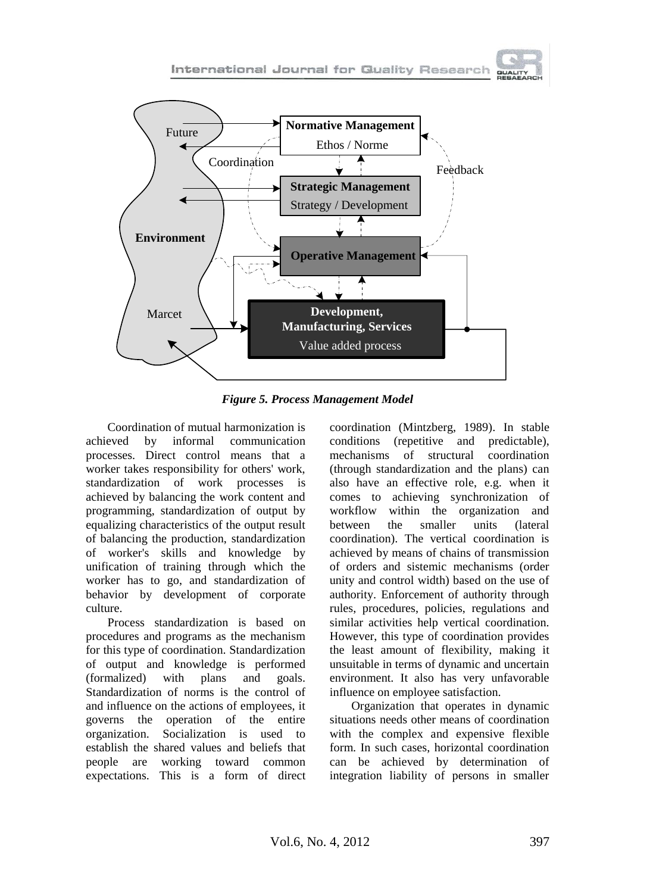*Figure 5. Process Management Model*

Coordination of mutual harmonization is achieved by informal communication processes. Direct control means that a worker takes responsibility for others' work, standardization of work processes is achieved by balancing the work content and programming, standardization of output by equalizing characteristics of the output result of balancing the production, standardization of worker's skills and knowledge by unification of training through which the worker has to go, and standardization of behavior by development of corporate culture.

Process standardization is based on procedures and programs as the mechanism for this type of coordination. Standardization of output and knowledge is performed (formalized) with plans and goals. Standardization of norms is the control of and influence on the actions of employees, it governs the operation of the entire organization. Socialization is used to establish the shared values and beliefs that people are working toward common expectations. This is a form of direct coordination (Mintzberg, 1989). In stable conditions (repetitive and predictable), mechanisms of structural coordination (through standardization and the plans) can also have an effective role, e.g. when it comes to achieving synchronization of workflow within the organization and between the smaller units (lateral coordination). The vertical coordination is achieved by means of chains of transmission of orders and sistemic mechanisms (order unity and control width) based on the use of authority. Enforcement of authority through rules, procedures, policies, regulations and similar activities help vertical coordination. However, this type of coordination provides the least amount of flexibility, making it unsuitable in terms of dynamic and uncertain environment. It also has very unfavorable influence on employee satisfaction.

Organization that operates in dynamic situations needs other means of coordination with the complex and expensive flexible form. In such cases, horizontal coordination can be achieved by determination of integration liability of persons in smaller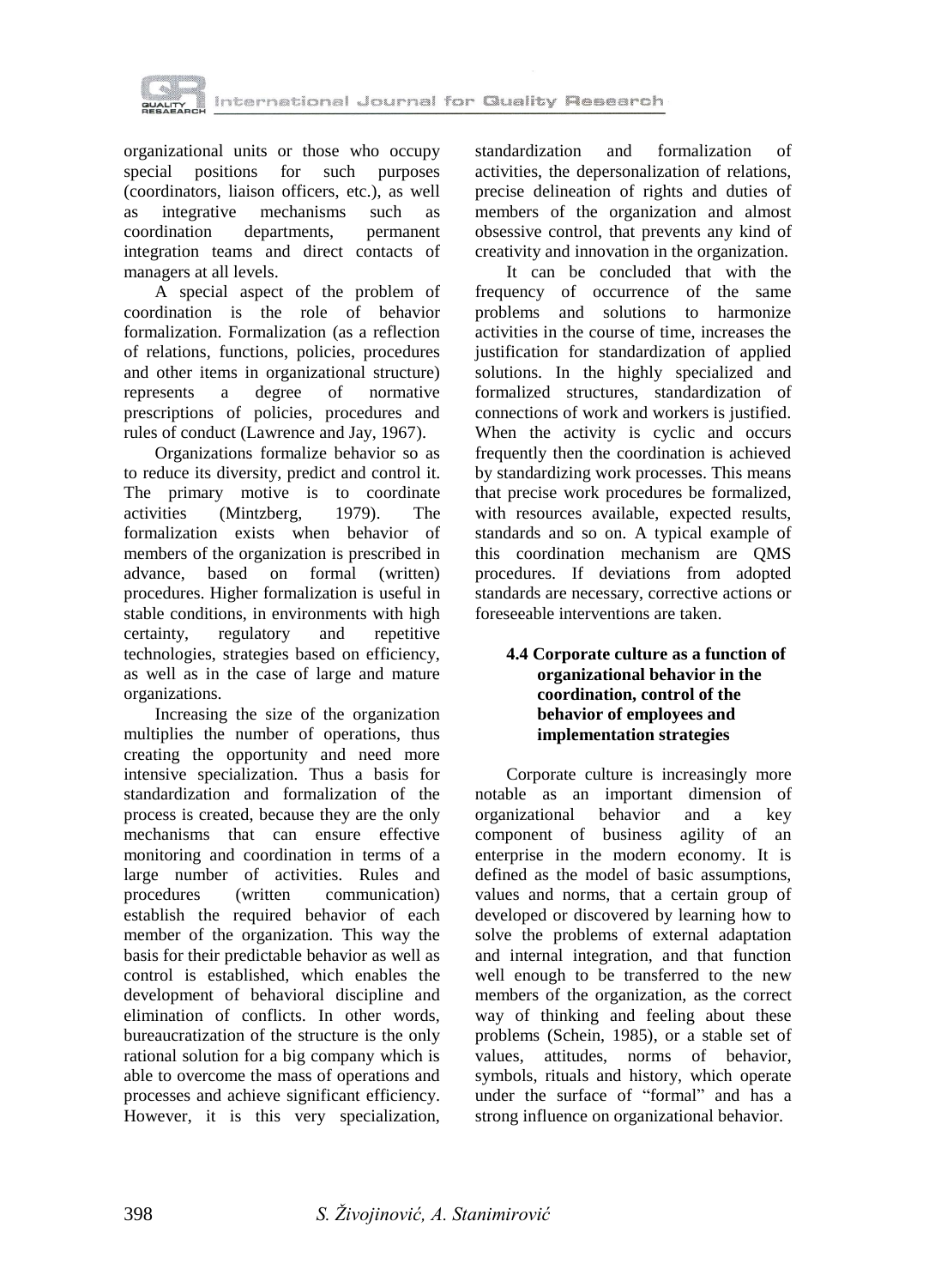organizational units or those who occupy special positions for such purposes (coordinators, liaison officers, etc.), as well as integrative mechanisms such as coordination departments, permanent integration teams and direct contacts of managers at all levels.

A special aspect of the problem of coordination is the role of behavior formalization. Formalization (as a reflection of relations, functions, policies, procedures and other items in organizational structure) represents a degree of normative prescriptions of policies, procedures and rules of conduct (Lawrence and Jay, 1967).

Organizations formalize behavior so as to reduce its diversity, predict and control it. The primary motive is to coordinate activities (Mintzberg, 1979). The formalization exists when behavior of members of the organization is prescribed in advance, based on formal (written) procedures. Higher formalization is useful in stable conditions, in environments with high certainty, regulatory and repetitive technologies, strategies based on efficiency, as well as in the case of large and mature organizations.

Increasing the size of the organization multiplies the number of operations, thus creating the opportunity and need more intensive specialization. Thus a basis for standardization and formalization of the process is created, because they are the only mechanisms that can ensure effective monitoring and coordination in terms of a large number of activities. Rules and procedures (written communication) establish the required behavior of each member of the organization. This way the basis for their predictable behavior as well as control is established, which enables the development of behavioral discipline and elimination of conflicts. In other words, bureaucratization of the structure is the only rational solution for a big company which is able to overcome the mass of operations and processes and achieve significant efficiency. However, it is this very specialization, standardization and formalization of activities, the depersonalization of relations, precise delineation of rights and duties of members of the organization and almost obsessive control, that prevents any kind of creativity and innovation in the organization.

It can be concluded that with the frequency of occurrence of the same problems and solutions to harmonize activities in the course of time, increases the justification for standardization of applied solutions. In the highly specialized and formalized structures, standardization of connections of work and workers is justified. When the activity is cyclic and occurs frequently then the coordination is achieved by standardizing work processes. This means that precise work procedures be formalized, with resources available, expected results, standards and so on. A typical example of this coordination mechanism are QMS procedures. If deviations from adopted standards are necessary, corrective actions or foreseeable interventions are taken.

### 4.4 Corporate culture as a function of organizational behavior in the coordination, control of the behavior of employees and implementation strategies

Corporate culture is increasingly more notable as an important dimension of organizational behavior and a key component of business agility of an enterprise in the modern economy. It is defined as the model of basic assumptions, values and norms, that a certain group of developed or discovered by learning how to solve the problems of external adaptation and internal integration, and that function well enough to be transferred to the new members of the organization, as the correct way of thinking and feeling about these problems (Schein, 1985), or a stable set of values, attitudes, norms of behavior, symbols, rituals and history, which operate under the surface of "formal" and has a strong influence on organizational behavior.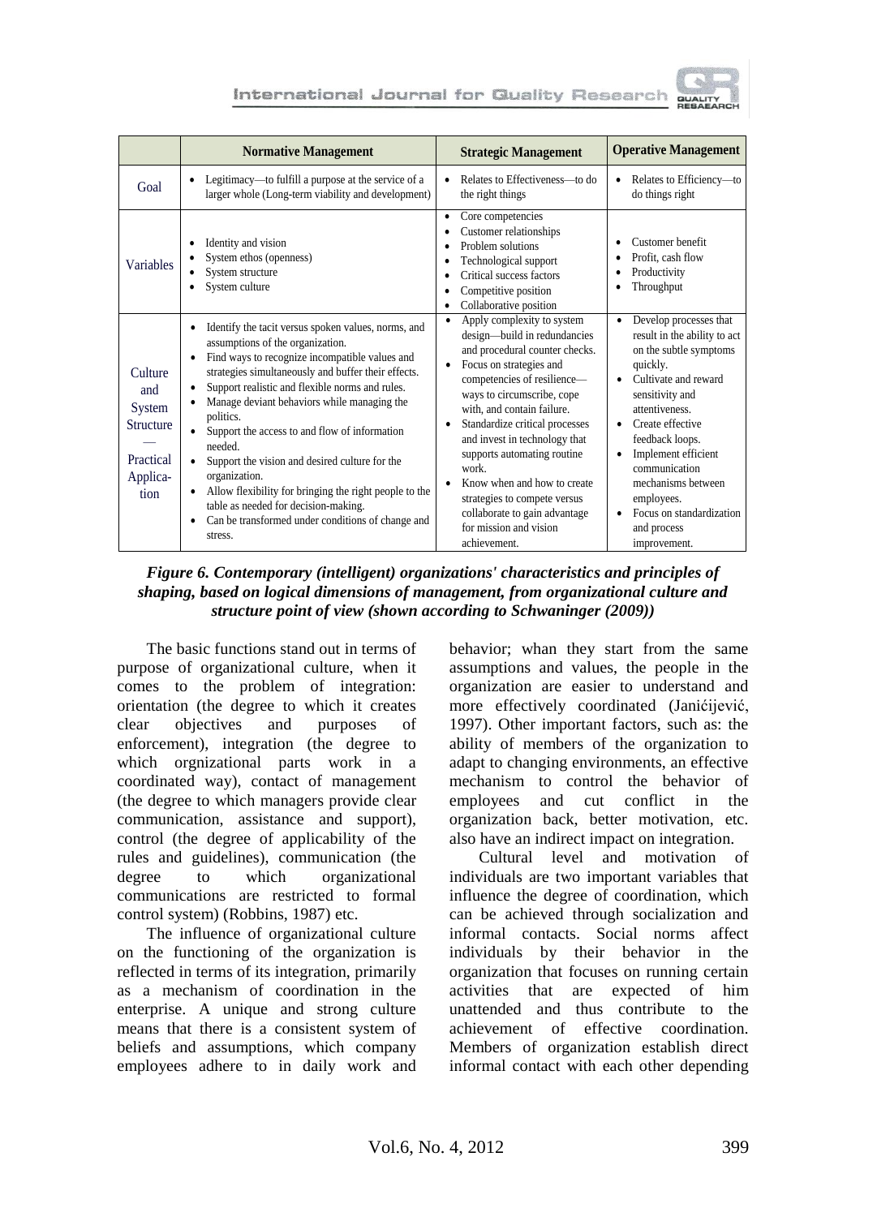| | Normative Management | Strategic Management | Operative Management |
|---|---|---|---|
| Goal | • Legitimacy—to fulfill a purpose at the service of a larger whole (Long-term viability and development) | • Relates to Effectiveness—to do the right things | • Relates to Efficiency—to do things right |
| Variables | • Identity and vision<br>• System ethos (openness)<br>• System structure<br>• System culture | • Core competencies<br>• Customer relationships<br>• Problem solutions<br>• Technological support<br>• Critical success factors<br>• Competitive position<br>• Collaborative position | • Customer benefit<br>• Profit, cash flow<br>• Productivity<br>• Throughput |
| Culture and System Structure — Practical Application | • Identify the tacit versus spoken values, norms, and assumptions of the organization.<br>• Find ways to recognize incompatible values and strategies simultaneously and buffer their effects.<br>• Support realistic and flexible norms and rules.<br>• Manage deviant behaviors while managing the politics.<br>• Support the access to and flow of information needed.<br>• Support the vision and desired culture for the organization.<br>• Allow flexibility for bringing the right people to the table as needed for decision-making.<br>• Can be transformed under conditions of change and stress. | • Apply complexity to system design—build in redundancies and procedural counter checks.<br>• Focus on strategies and competencies of resilience—ways to circumscribe, cope with, and contain failure.<br>• Standardize critical processes and invest in technology that supports automating routine work.<br>• Know when and how to create strategies to compete versus collaborate to gain advantage for mission and vision achievement. | • Develop processes that result in the ability to act on the subtle symptoms quickly.<br>• Cultivate and reward sensitivity and attentiveness.<br>• Create effective feedback loops.<br>• Implement efficient communication mechanisms between employees.<br>• Focus on standardization and process improvement. |

***Figure 6. Contemporary (intelligent) organizations' characteristics and principles of shaping, based on logical dimensions of management, from organizational culture and structure point of view (shown according to Schwaninger (2009))***

The basic functions stand out in terms of purpose of organizational culture, when it comes to the problem of integration: orientation (the degree to which it creates clear objectives and purposes of enforcement), integration (the degree to which orgnizational parts work in a coordinated way), contact of management (the degree to which managers provide clear communication, assistance and support), control (the degree of applicability of the rules and guidelines), communication (the degree to which organizational communications are restricted to formal control system) (Robbins, 1987) etc.

The influence of organizational culture on the functioning of the organization is reflected in terms of its integration, primarily as a mechanism of coordination in the enterprise. A unique and strong culture means that there is a consistent system of beliefs and assumptions, which company employees adhere to in daily work and behavior; whan they start from the same assumptions and values, the people in the organization are easier to understand and more effectively coordinated (Janićijević, 1997). Other important factors, such as: the ability of members of the organization to adapt to changing environments, an effective mechanism to control the behavior of employees and cut conflict in the organization back, better motivation, etc. also have an indirect impact on integration.

Cultural level and motivation of individuals are two important variables that influence the degree of coordination, which can be achieved through socialization and informal contacts. Social norms affect individuals by their behavior in the organization that focuses on running certain activities that are expected of him unattended and thus contribute to the achievement of effective coordination. Members of organization establish direct informal contact with each other depending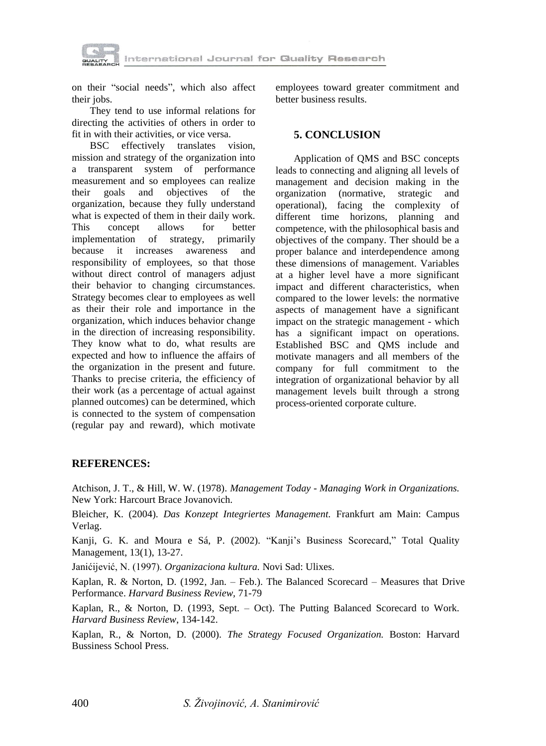on their "social needs", which also affect their jobs.

They tend to use informal relations for directing the activities of others in order to fit in with their activities, or vice versa.

BSC effectively translates vision, mission and strategy of the organization into a transparent system of performance measurement and so employees can realize their goals and objectives of the organization, because they fully understand what is expected of them in their daily work. This concept allows for better implementation of strategy, primarily because it increases awareness and responsibility of employees, so that those without direct control of managers adjust their behavior to changing circumstances. Strategy becomes clear to employees as well as their their role and importance in the organization, which induces behavior change in the direction of increasing responsibility. They know what to do, what results are expected and how to influence the affairs of the organization in the present and future. Thanks to precise criteria, the efficiency of their work (as a percentage of actual against planned outcomes) can be determined, which is connected to the system of compensation (regular pay and reward), which motivate employees toward greater commitment and better business results.

## 5. CONCLUSION

Application of QMS and BSC concepts leads to connecting and aligning all levels of management and decision making in the organization (normative, strategic and operational), facing the complexity of different time horizons, planning and competence, with the philosophical basis and objectives of the company. Ther should be a proper balance and interdependence among these dimensions of management. Variables at a higher level have a more significant impact and different characteristics, when compared to the lower levels: the normative aspects of management have a significant impact on the strategic management - which has a significant impact on operations. Established BSC and QMS include and motivate managers and all members of the company for full commitment to the integration of organizational behavior by all management levels built through a strong process-oriented corporate culture.

## REFERENCES:

Atchison, J. T., & Hill, W. W. (1978). *Management Today - Managing Work in Organizations.* New York: Harcourt Brace Jovanovich.

Bleicher, K. (2004). *Das Konzept Integriertes Management.* Frankfurt am Main: Campus Verlag.

Kanji, G. K. and Moura e Sá, P. (2002). "Kanji's Business Scorecard," Total Quality Management, 13(1), 13-27.

Janićijević, N. (1997). *Organizaciona kultura.* Novi Sad: Ulixes.

Kaplan, R. & Norton, D. (1992, Jan. – Feb.). The Balanced Scorecard – Measures that Drive Performance. *Harvard Business Review*, 71-79

Kaplan, R., & Norton, D. (1993, Sept. – Oct). The Putting Balanced Scorecard to Work. *Harvard Business Review*, 134-142.

Kaplan, R., & Norton, D. (2000). *The Strategy Focused Organization.* Boston: Harvard Bussiness School Press.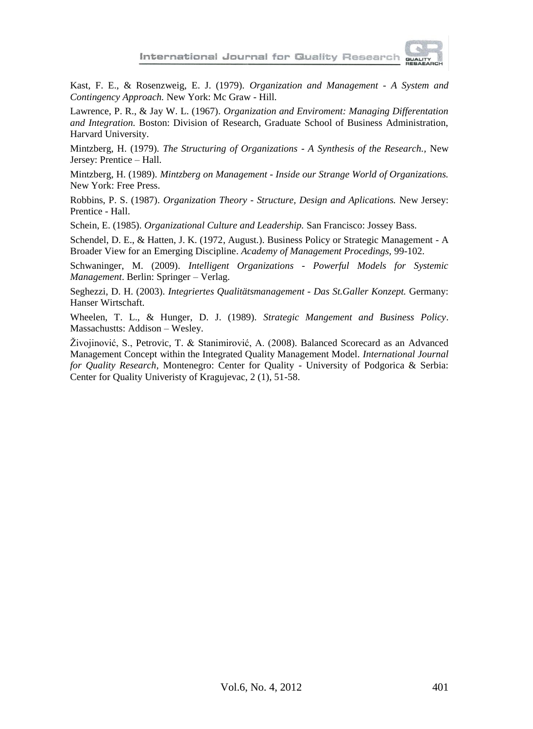Kast, F. E., & Rosenzweig, E. J. (1979). *Organization and Management - A System and Contingency Approach.* New York: Mc Graw - Hill.

Lawrence, P. R., & Jay W. L. (1967). *Organization and Enviroment: Managing Differentation and Integration.* Boston: Division of Research, Graduate School of Business Administration, Harvard University.

Mintzberg, H. (1979). *The Structuring of Organizations - A Synthesis of the Research.,* New Jersey: Prentice – Hall.

Mintzberg, H. (1989). *Mintzberg on Management - Inside our Strange World of Organizations.* New York: Free Press.

Robbins, P. S. (1987). *Organization Theory - Structure, Design and Aplications.* New Jersey: Prentice - Hall.

Schein, E. (1985). *Organizational Culture and Leadership.* San Francisco: Jossey Bass.

Schendel, D. E., & Hatten, J. K. (1972, August.). Business Policy or Strategic Management - A Broader View for an Emerging Discipline. *Academy of Management Procedings,* 99-102.

Schwaninger, M. (2009). *Intelligent Organizations - Powerful Models for Systemic Management*. Berlin: Springer – Verlag.

Seghezzi, D. H. (2003). *Integriertes Qualitätsmanagement - Das St.Galler Konzept.* Germany: Hanser Wirtschaft.

Wheelen, T. L., & Hunger, D. J. (1989). *Strategic Mangement and Business Policy*. Massachustts: Addison – Wesley.

Živojinović, S., Petrovic, T. & Stanimirović, A. (2008). Balanced Scorecard as an Advanced Management Concept within the Integrated Quality Management Model. *International Journal for Quality Research*, Montenegro: Center for Quality - University of Podgorica & Serbia: Center for Quality Univeristy of Kragujevac, 2 (1), 51-58.